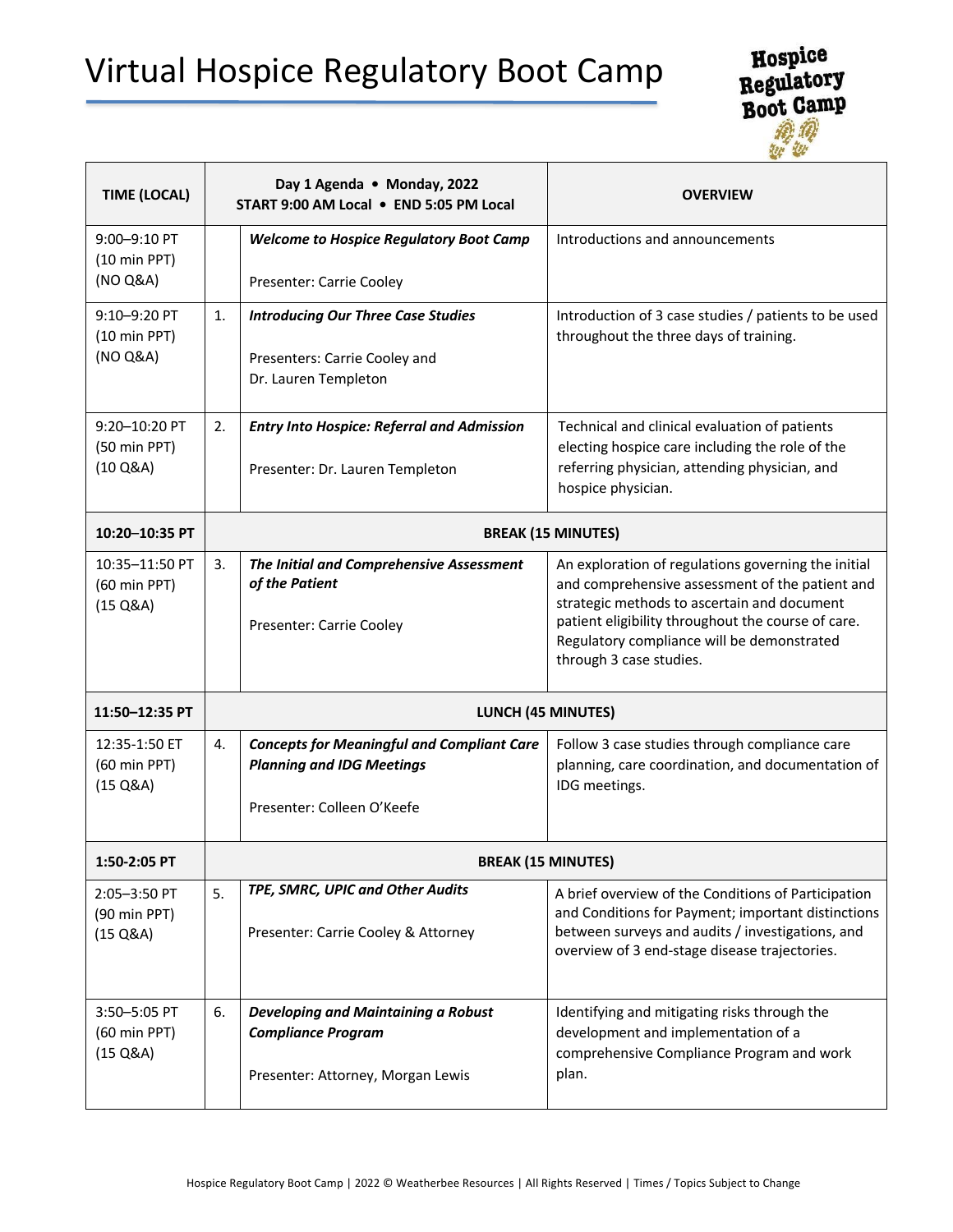# Virtual Hospice Regulatory Boot Camp

Hospice Regulatory Boot Camp

| TIME (LOCAL) | Day 1 Agenda • Monday, 2022<br>START 9:00 AM Local • END 5:05 PM Local | | OVERVIEW |
|---|---|---|---|
| 9:00–9:10 PT<br>(10 min PPT)<br>(NO Q&A) | | ***Welcome to Hospice Regulatory Boot Camp***<br><br>Presenter: Carrie Cooley | Introductions and announcements |
| 9:10–9:20 PT<br>(10 min PPT)<br>(NO Q&A) | 1. | ***Introducing Our Three Case Studies***<br><br>Presenters: Carrie Cooley and<br>Dr. Lauren Templeton | Introduction of 3 case studies / patients to be used throughout the three days of training. |
| 9:20–10:20 PT<br>(50 min PPT)<br>(10 Q&A) | 2. | ***Entry Into Hospice: Referral and Admission***<br><br>Presenter: Dr. Lauren Templeton | Technical and clinical evaluation of patients electing hospice care including the role of the referring physician, attending physician, and hospice physician. |
| **10:20–10:35 PT** | **BREAK (15 MINUTES)** | | |
| 10:35–11:50 PT<br>(60 min PPT)<br>(15 Q&A) | 3. | ***The Initial and Comprehensive Assessment of the Patient***<br><br>Presenter: Carrie Cooley | An exploration of regulations governing the initial and comprehensive assessment of the patient and strategic methods to ascertain and document patient eligibility throughout the course of care. Regulatory compliance will be demonstrated through 3 case studies. |
| **11:50–12:35 PT** | **LUNCH (45 MINUTES)** | | |
| 12:35-1:50 ET<br>(60 min PPT)<br>(15 Q&A) | 4. | ***Concepts for Meaningful and Compliant Care Planning and IDG Meetings***<br><br>Presenter: Colleen O'Keefe | Follow 3 case studies through compliance care planning, care coordination, and documentation of IDG meetings. |
| **1:50-2:05 PT** | **BREAK (15 MINUTES)** | | |
| 2:05–3:50 PT<br>(90 min PPT)<br>(15 Q&A) | 5. | ***TPE, SMRC, UPIC and Other Audits***<br><br>Presenter: Carrie Cooley & Attorney | A brief overview of the Conditions of Participation and Conditions for Payment; important distinctions between surveys and audits / investigations, and overview of 3 end-stage disease trajectories. |
| 3:50–5:05 PT<br>(60 min PPT)<br>(15 Q&A) | 6. | ***Developing and Maintaining a Robust Compliance Program***<br><br>Presenter: Attorney, Morgan Lewis | Identifying and mitigating risks through the development and implementation of a comprehensive Compliance Program and work plan. |

Hospice Regulatory Boot Camp | 2022 © Weatherbee Resources | All Rights Reserved | Times / Topics Subject to Change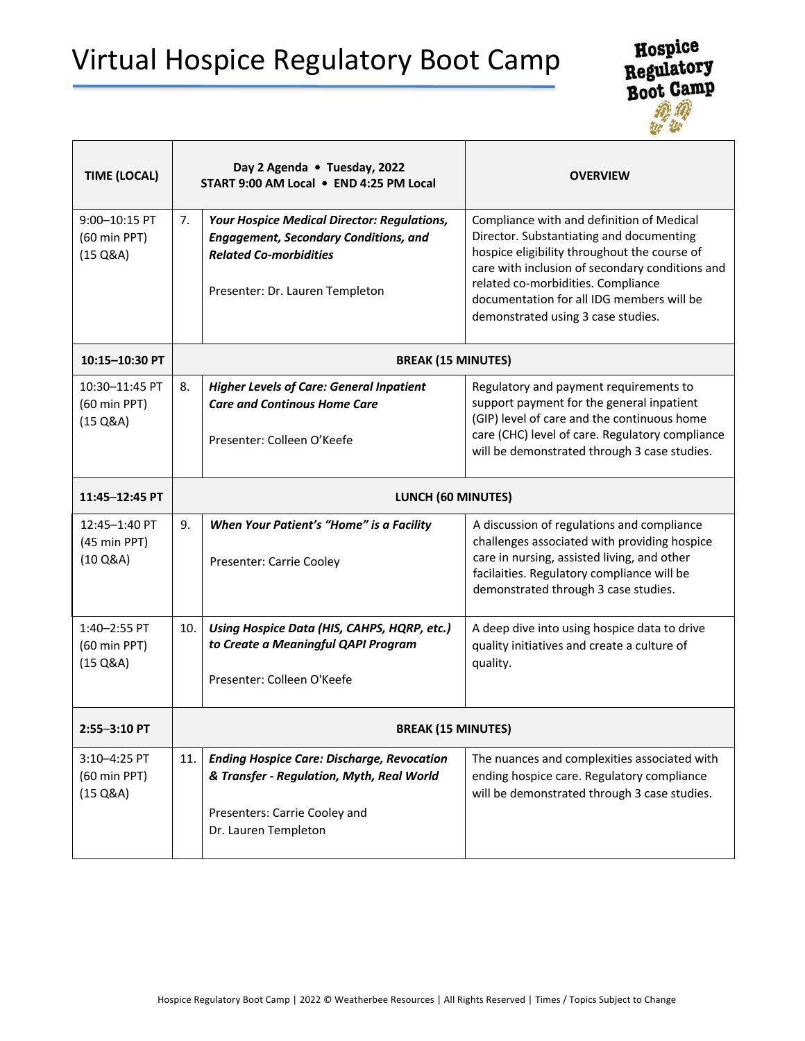# Virtual Hospice Regulatory Boot Camp

| TIME (LOCAL) | | Day 2 Agenda • Tuesday, 2022<br>START 9:00 AM Local • END 4:25 PM Local | OVERVIEW |
|---|---|---|---|
| 9:00–10:15 PT<br>(60 min PPT)<br>(15 Q&A) | 7. | ***Your Hospice Medical Director: Regulations, Engagement, Secondary Conditions, and Related Co-morbidities***<br><br>Presenter: Dr. Lauren Templeton | Compliance with and definition of Medical Director. Substantiating and documenting hospice eligibility throughout the course of care with inclusion of secondary conditions and related co-morbidities. Compliance documentation for all IDG members will be demonstrated using 3 case studies. |
| **10:15–10:30 PT** | | **BREAK (15 MINUTES)** | |
| 10:30–11:45 PT<br>(60 min PPT)<br>(15 Q&A) | 8. | ***Higher Levels of Care: General Inpatient Care and Continous Home Care***<br><br>Presenter: Colleen O'Keefe | Regulatory and payment requirements to support payment for the general inpatient (GIP) level of care and the continuous home care (CHC) level of care. Regulatory compliance will be demonstrated through 3 case studies. |
| **11:45–12:45 PT** | | **LUNCH (60 MINUTES)** | |
| 12:45–1:40 PT<br>(45 min PPT)<br>(10 Q&A) | 9. | ***When Your Patient's "Home" is a Facility***<br><br>Presenter: Carrie Cooley | A discussion of regulations and compliance challenges associated with providing hospice care in nursing, assisted living, and other facilaities. Regulatory compliance will be demonstrated through 3 case studies. |
| 1:40–2:55 PT<br>(60 min PPT)<br>(15 Q&A) | 10. | ***Using Hospice Data (HIS, CAHPS, HQRP, etc.) to Create a Meaningful QAPI Program***<br><br>Presenter: Colleen O'Keefe | A deep dive into using hospice data to drive quality initiatives and create a culture of quality. |
| **2:55–3:10 PT** | | **BREAK (15 MINUTES)** | |
| 3:10–4:25 PT<br>(60 min PPT)<br>(15 Q&A) | 11. | ***Ending Hospice Care: Discharge, Revocation & Transfer - Regulation, Myth, Real World***<br><br>Presenters: Carrie Cooley and Dr. Lauren Templeton | The nuances and complexities associated with ending hospice care. Regulatory compliance will be demonstrated through 3 case studies. |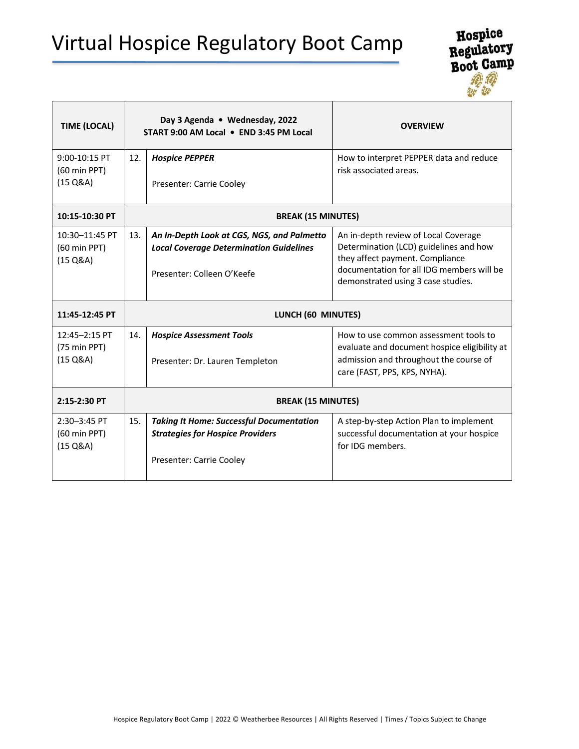# Virtual Hospice Regulatory Boot Camp

| TIME (LOCAL) | | Day 3 Agenda • Wednesday, 2022<br>START 9:00 AM Local • END 3:45 PM Local | OVERVIEW |
|---|---|---|---|
| 9:00-10:15 PT<br>(60 min PPT)<br>(15 Q&A) | 12. | ***Hospice PEPPER***<br><br>Presenter: Carrie Cooley | How to interpret PEPPER data and reduce risk associated areas. |
| **10:15-10:30 PT** | | **BREAK (15 MINUTES)** | |
| 10:30–11:45 PT<br>(60 min PPT)<br>(15 Q&A) | 13. | ***An In-Depth Look at CGS, NGS, and Palmetto Local Coverage Determination Guidelines***<br><br>Presenter: Colleen O'Keefe | An in-depth review of Local Coverage Determination (LCD) guidelines and how they affect payment. Compliance documentation for all IDG members will be demonstrated using 3 case studies. |
| **11:45-12:45 PT** | | **LUNCH (60 MINUTES)** | |
| 12:45–2:15 PT<br>(75 min PPT)<br>(15 Q&A) | 14. | ***Hospice Assessment Tools***<br><br>Presenter: Dr. Lauren Templeton | How to use common assessment tools to evaluate and document hospice eligibility at admission and throughout the course of care (FAST, PPS, KPS, NYHA). |
| **2:15-2:30 PT** | | **BREAK (15 MINUTES)** | |
| 2:30–3:45 PT<br>(60 min PPT)<br>(15 Q&A) | 15. | ***Taking It Home: Successful Documentation Strategies for Hospice Providers***<br><br>Presenter: Carrie Cooley | A step-by-step Action Plan to implement successful documentation at your hospice for IDG members. |

Hospice Regulatory Boot Camp | 2022 © Weatherbee Resources | All Rights Reserved | Times / Topics Subject to Change